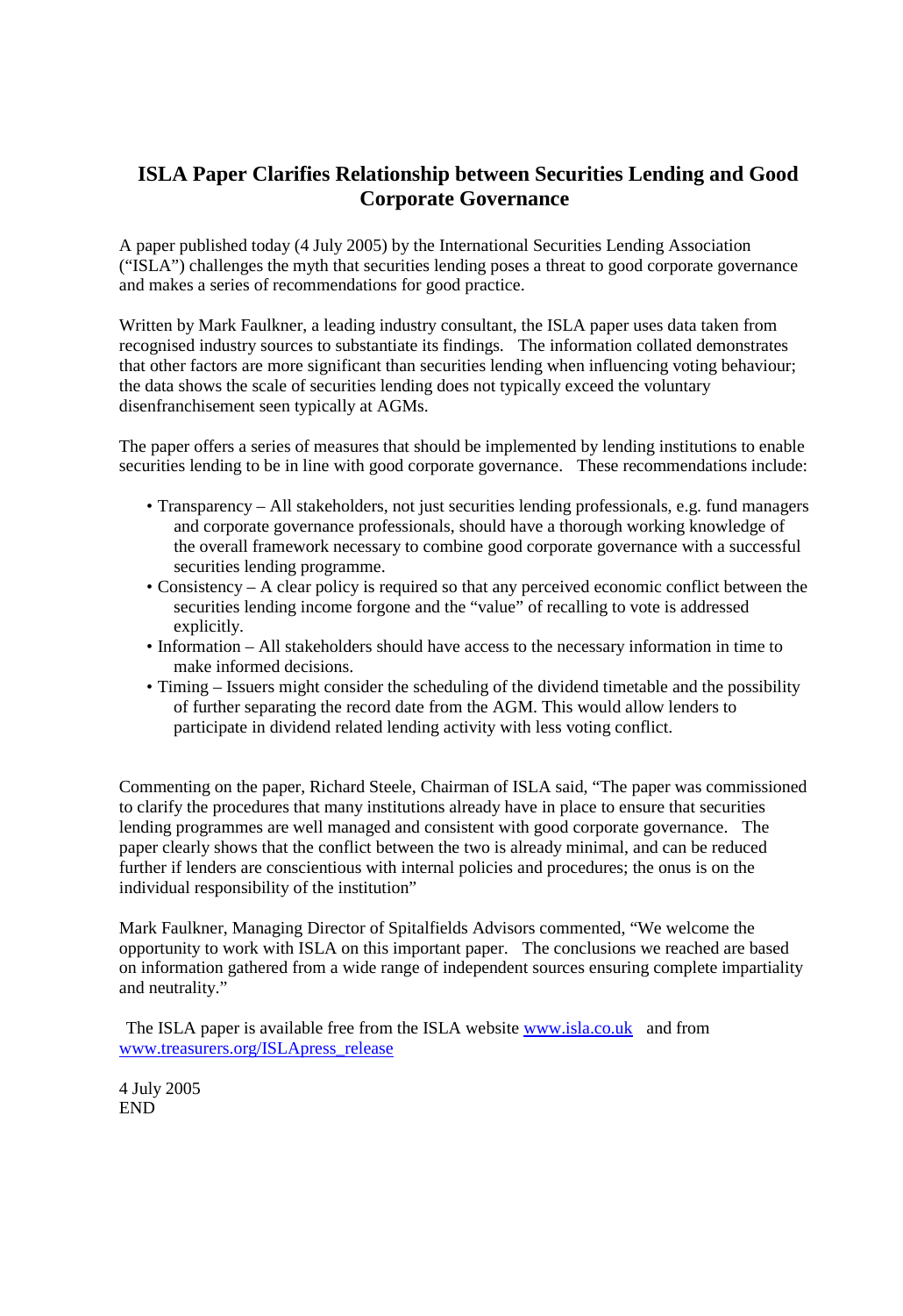# ISLA Paper Clarifies Relationship between Securities Lending and Good Corporate Governance

A paper published today (4 July 2005) by the International Securities Lending Association ("ISLA") challenges the myth that securities lending poses a threat to good corporate governance and makes a series of recommendations for good practice.

Written by Mark Faulkner, a leading industry consultant, the ISLA paper uses data taken from recognised industry sources to substantiate its findings. The information collated demonstrates that other factors are more significant than securities lending when influencing voting behaviour; the data shows the scale of securities lending does not typically exceed the voluntary disenfranchisement seen typically at AGMs.

The paper offers a series of measures that should be implemented by lending institutions to enable securities lending to be in line with good corporate governance. These recommendations include:

- Transparency – All stakeholders, not just securities lending professionals, e.g. fund managers and corporate governance professionals, should have a thorough working knowledge of the overall framework necessary to combine good corporate governance with a successful securities lending programme.
- Consistency – A clear policy is required so that any perceived economic conflict between the securities lending income forgone and the "value" of recalling to vote is addressed explicitly.
- Information – All stakeholders should have access to the necessary information in time to make informed decisions.
- Timing – Issuers might consider the scheduling of the dividend timetable and the possibility of further separating the record date from the AGM. This would allow lenders to participate in dividend related lending activity with less voting conflict.

Commenting on the paper, Richard Steele, Chairman of ISLA said, "The paper was commissioned to clarify the procedures that many institutions already have in place to ensure that securities lending programmes are well managed and consistent with good corporate governance. The paper clearly shows that the conflict between the two is already minimal, and can be reduced further if lenders are conscientious with internal policies and procedures; the onus is on the individual responsibility of the institution"

Mark Faulkner, Managing Director of Spitalfields Advisors commented, "We welcome the opportunity to work with ISLA on this important paper. The conclusions we reached are based on information gathered from a wide range of independent sources ensuring complete impartiality and neutrality."

The ISLA paper is available free from the ISLA website [www.isla.co.uk](http://www.isla.co.uk) and from [www.treasurers.org/ISLApress_release](http://www.treasurers.org/ISLApress_release)

4 July 2005
END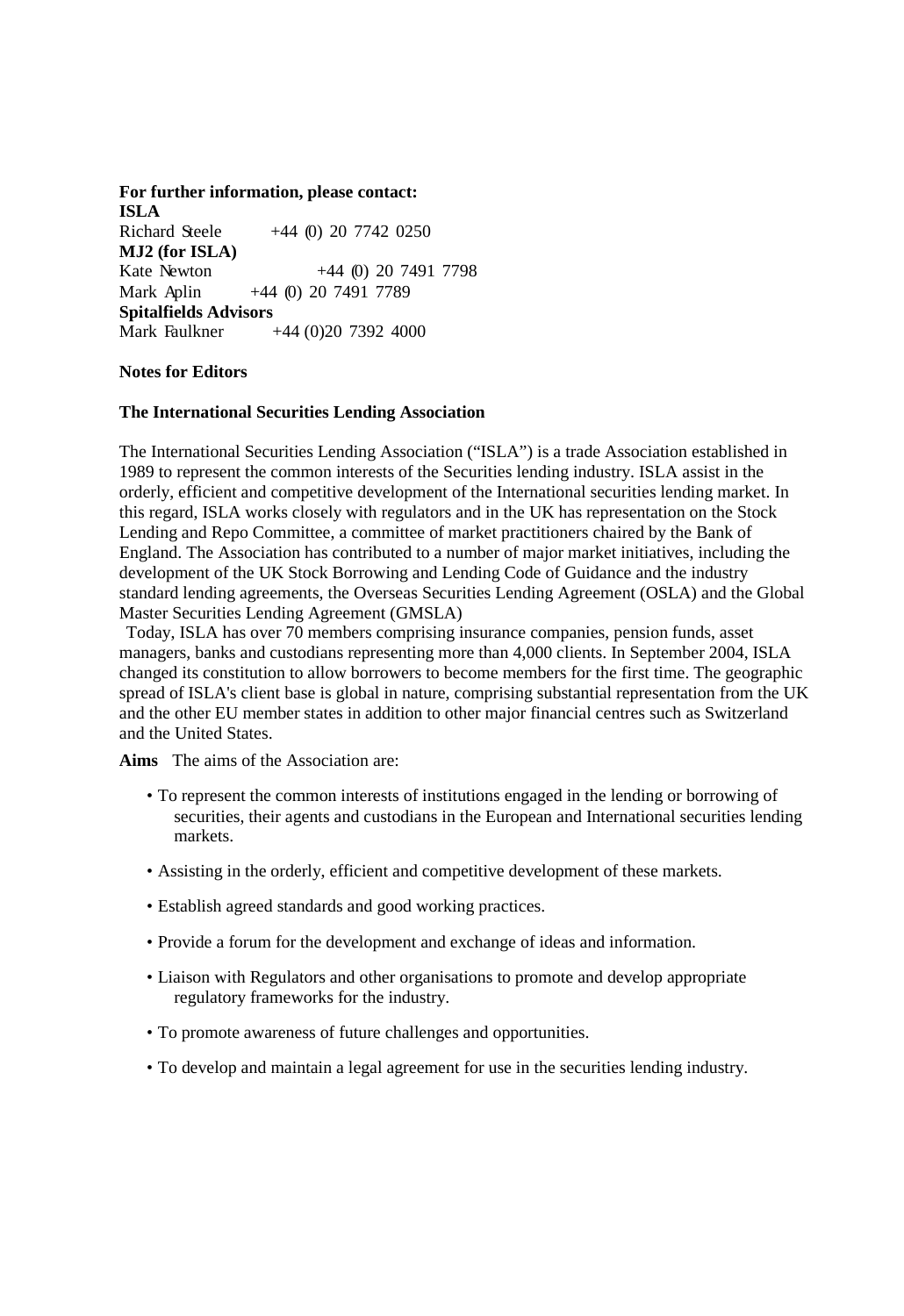**For further information, please contact:**

**ISLA**

Richard Steele +44 (0) 20 7742 0250

**MJ2 (for ISLA)**

Kate Newton +44 (0) 20 7491 7798

Mark Aplin +44 (0) 20 7491 7789

**Spitalfields Advisors**

Mark Faulkner +44 (0)20 7392 4000

**Notes for Editors**

**The International Securities Lending Association**

The International Securities Lending Association ("ISLA") is a trade Association established in 1989 to represent the common interests of the Securities lending industry. ISLA assist in the orderly, efficient and competitive development of the International securities lending market. In this regard, ISLA works closely with regulators and in the UK has representation on the Stock Lending and Repo Committee, a committee of market practitioners chaired by the Bank of England. The Association has contributed to a number of major market initiatives, including the development of the UK Stock Borrowing and Lending Code of Guidance and the industry standard lending agreements, the Overseas Securities Lending Agreement (OSLA) and the Global Master Securities Lending Agreement (GMSLA)

Today, ISLA has over 70 members comprising insurance companies, pension funds, asset managers, banks and custodians representing more than 4,000 clients. In September 2004, ISLA changed its constitution to allow borrowers to become members for the first time. The geographic spread of ISLA's client base is global in nature, comprising substantial representation from the UK and the other EU member states in addition to other major financial centres such as Switzerland and the United States.

**Aims** The aims of the Association are:

- To represent the common interests of institutions engaged in the lending or borrowing of securities, their agents and custodians in the European and International securities lending markets.
- Assisting in the orderly, efficient and competitive development of these markets.
- Establish agreed standards and good working practices.
- Provide a forum for the development and exchange of ideas and information.
- Liaison with Regulators and other organisations to promote and develop appropriate regulatory frameworks for the industry.
- To promote awareness of future challenges and opportunities.
- To develop and maintain a legal agreement for use in the securities lending industry.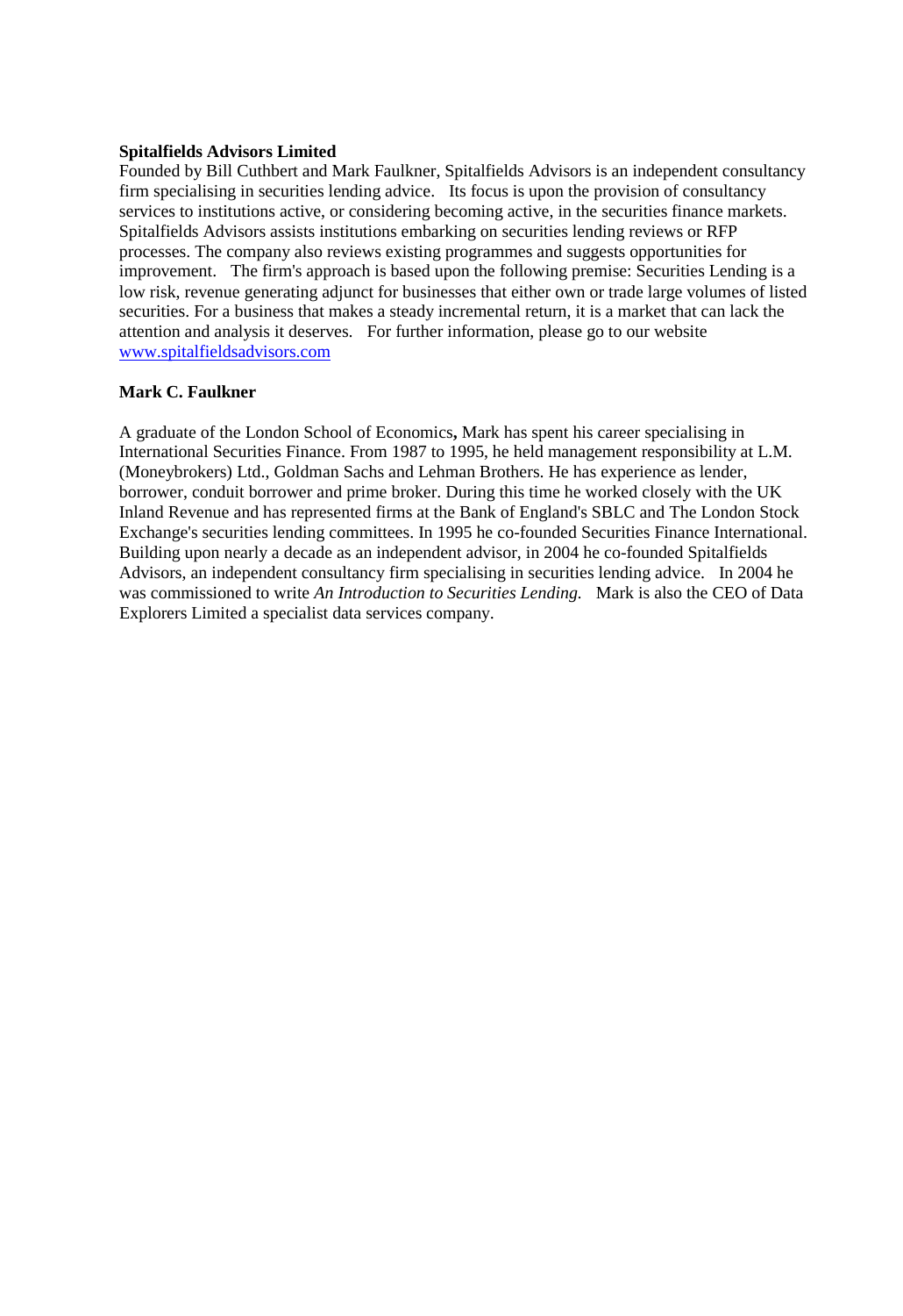**Spitalfields Advisors Limited**

Founded by Bill Cuthbert and Mark Faulkner, Spitalfields Advisors is an independent consultancy firm specialising in securities lending advice. Its focus is upon the provision of consultancy services to institutions active, or considering becoming active, in the securities finance markets. Spitalfields Advisors assists institutions embarking on securities lending reviews or RFP processes. The company also reviews existing programmes and suggests opportunities for improvement. The firm's approach is based upon the following premise: Securities Lending is a low risk, revenue generating adjunct for businesses that either own or trade large volumes of listed securities. For a business that makes a steady incremental return, it is a market that can lack the attention and analysis it deserves. For further information, please go to our website [www.spitalfieldsadvisors.com](http://www.spitalfieldsadvisors.com)

**Mark C. Faulkner**

A graduate of the London School of Economics**,** Mark has spent his career specialising in International Securities Finance. From 1987 to 1995, he held management responsibility at L.M. (Moneybrokers) Ltd., Goldman Sachs and Lehman Brothers. He has experience as lender, borrower, conduit borrower and prime broker. During this time he worked closely with the UK Inland Revenue and has represented firms at the Bank of England's SBLC and The London Stock Exchange's securities lending committees. In 1995 he co-founded Securities Finance International. Building upon nearly a decade as an independent advisor, in 2004 he co-founded Spitalfields Advisors, an independent consultancy firm specialising in securities lending advice. In 2004 he was commissioned to write *An Introduction to Securities Lending.* Mark is also the CEO of Data Explorers Limited a specialist data services company.